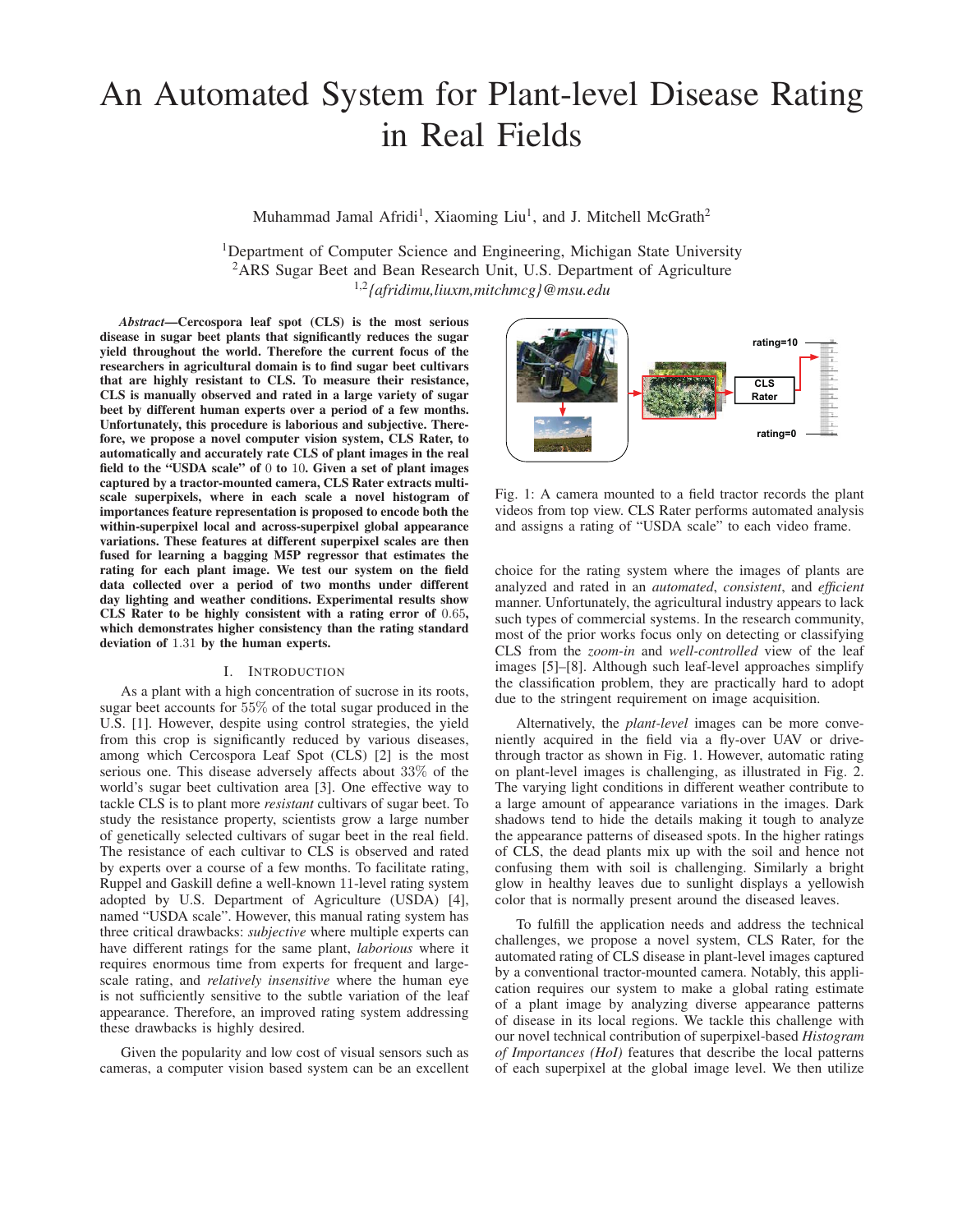# An Automated System for Plant-level Disease Rating in Real Fields

Muhammad Jamal Afridi[1], Xiaoming Liu[1], and J. Mitchell McGrath[2]

[1]Department of Computer Science and Engineering, Michigan State University
[2]ARS Sugar Beet and Bean Research Unit, U.S. Department of Agriculture
[1,2]*{afridimu,liuxm,mitchmcg}@msu.edu*

***Abstract*—Cercospora leaf spot (CLS) is the most serious disease in sugar beet plants that significantly reduces the sugar yield throughout the world. Therefore the current focus of the researchers in agricultural domain is to find sugar beet cultivars that are highly resistant to CLS. To measure their resistance, CLS is manually observed and rated in a large variety of sugar beet by different human experts over a period of a few months. Unfortunately, this procedure is laborious and subjective. Therefore, we propose a novel computer vision system, CLS Rater, to automatically and accurately rate CLS of plant images in the real field to the "USDA scale" of $0$ to $10$. Given a set of plant images captured by a tractor-mounted camera, CLS Rater extracts multi-scale superpixels, where in each scale a novel histogram of importances feature representation is proposed to encode both the within-superpixel local and across-superpixel global appearance variations. These features at different superpixel scales are then fused for learning a bagging M5P regressor that estimates the rating for each plant image. We test our system on the field data collected over a period of two months under different day lighting and weather conditions. Experimental results show CLS Rater to be highly consistent with a rating error of $0.65$, which demonstrates higher consistency than the rating standard deviation of $1.31$ by the human experts.**

## I. Introduction

As a plant with a high concentration of sucrose in its roots, sugar beet accounts for $55\%$ of the total sugar produced in the U.S. [1]. However, despite using control strategies, the yield from this crop is significantly reduced by various diseases, among which Cercospora Leaf Spot (CLS) [2] is the most serious one. This disease adversely affects about $33\%$ of the world's sugar beet cultivation area [3]. One effective way to tackle CLS is to plant more *resistant* cultivars of sugar beet. To study the resistance property, scientists grow a large number of genetically selected cultivars of sugar beet in the real field. The resistance of each cultivar to CLS is observed and rated by experts over a course of a few months. To facilitate rating, Ruppel and Gaskill define a well-known 11-level rating system adopted by U.S. Department of Agriculture (USDA) [4], named "USDA scale". However, this manual rating system has three critical drawbacks: *subjective* where multiple experts can have different ratings for the same plant, *laborious* where it requires enormous time from experts for frequent and large-scale rating, and *relatively insensitive* where the human eye is not sufficiently sensitive to the subtle variation of the leaf appearance. Therefore, an improved rating system addressing these drawbacks is highly desired.

Given the popularity and low cost of visual sensors such as cameras, a computer vision based system can be an excellent choice for the rating system where the images of plants are analyzed and rated in an *automated*, *consistent*, and *efficient* manner. Unfortunately, the agricultural industry appears to lack such types of commercial systems. In the research community, most of the prior works focus only on detecting or classifying CLS from the *zoom-in* and *well-controlled* view of the leaf images [5]–[8]. Although such leaf-level approaches simplify the classification problem, they are practically hard to adopt due to the stringent requirement on image acquisition.

Fig. 1: A camera mounted to a field tractor records the plant videos from top view. CLS Rater performs automated analysis and assigns a rating of "USDA scale" to each video frame.

Alternatively, the *plant-level* images can be more conveniently acquired in the field via a fly-over UAV or drive-through tractor as shown in Fig. 1. However, automatic rating on plant-level images is challenging, as illustrated in Fig. 2. The varying light conditions in different weather conditions contribute to a large amount of appearance variations in the images. Dark shadows tend to hide the details making it tough to analyze the appearance patterns of diseased spots. In the higher ratings of CLS, the dead plants mix up with the soil and hence not confusing them with soil is challenging. Similarly a bright glow in healthy leaves due to sunlight displays a yellowish color that is normally present around the diseased leaves.

To fulfill the application needs and address the technical challenges, we propose a novel system, CLS Rater, for the automated rating of CLS disease in plant-level images captured by a conventional tractor-mounted camera. Notably, this application requires our system to make a global rating estimate of a plant image by analyzing diverse appearance patterns of disease in its local regions. We tackle this challenge with our novel technical contribution of superpixel-based *Histogram of Importances (HoI)* features that describe the local patterns of each superpixel at the global image level. We then utilize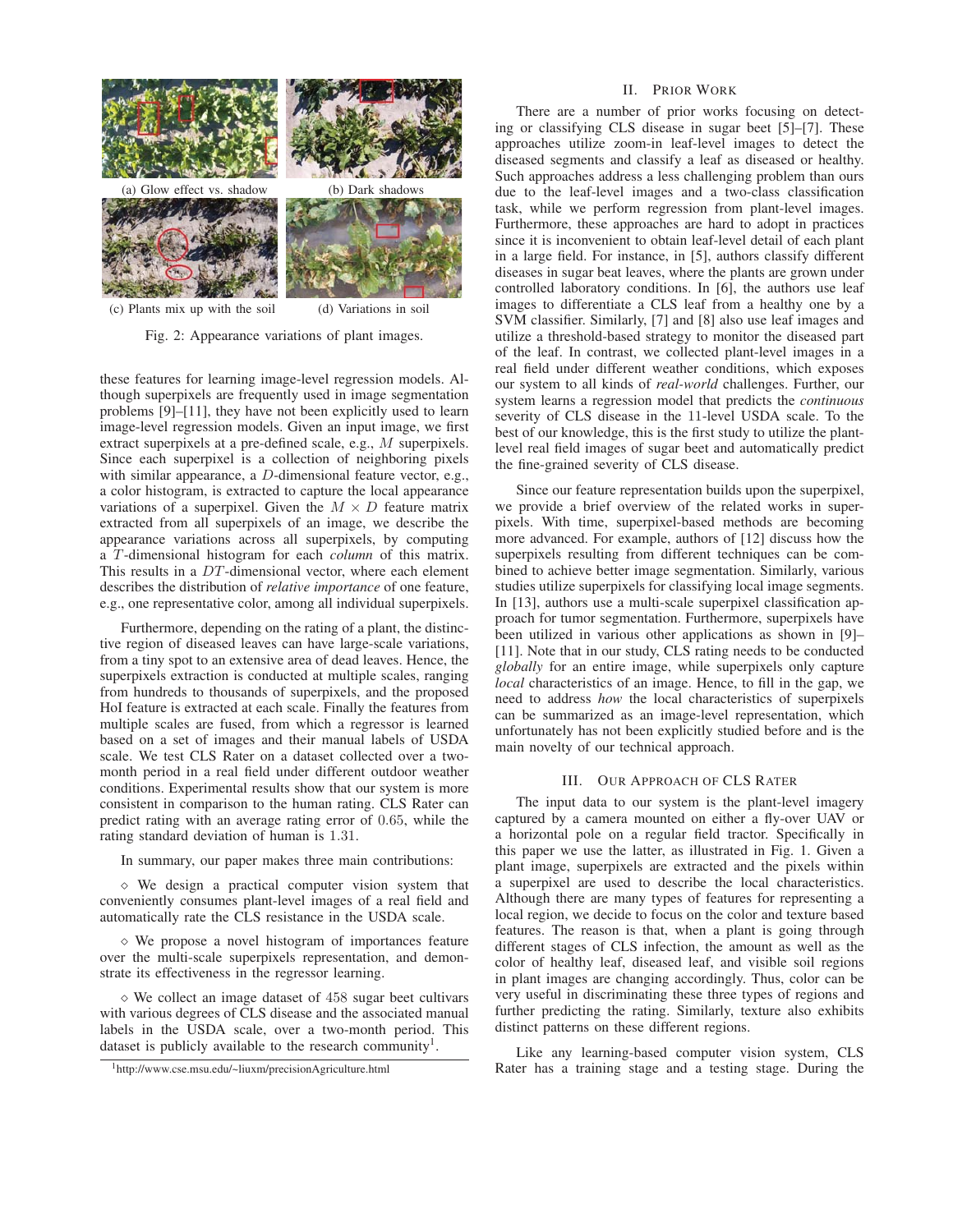(a) Glow effect vs. shadow (b) Dark shadows

(c) Plants mix up with the soil (d) Variations in soil

Fig. 2: Appearance variations of plant images.

these features for learning image-level regression models. Although superpixels are frequently used in image segmentation problems [9]–[11], they have not been explicitly used to learn image-level regression models. Given an input image, we first extract superpixels at a pre-defined scale, e.g., $M$ superpixels. Since each superpixel is a collection of neighboring pixels with similar appearance, a $D$-dimensional feature vector, e.g., a color histogram, is extracted to capture the local appearance variations of a superpixel. Given the $M \times D$ feature matrix extracted from all superpixels of an image, we describe the appearance variations across all superpixels, by computing a $T$-dimensional histogram for each *column* of this matrix. This results in a $DT$-dimensional vector, where each element describes the distribution of *relative importance* of one feature, e.g., one representative color, among all individual superpixels.

Furthermore, depending on the rating of a plant, the distinctive region of diseased leaves can have large-scale variations, from a tiny spot to an extensive area of dead leaves. Hence, the superpixels extraction is conducted at multiple scales, ranging from hundreds to thousands of superpixels, and the proposed HoI feature is extracted at each scale. Finally the features from multiple scales are fused, from which a regressor is learned based on a set of images and their manual labels of USDA scale. We test CLS Rater on a dataset collected over a two-month period in a real field under different outdoor weather conditions. Experimental results show that our system is more consistent in comparison to the human rating. CLS Rater can predict rating with an average rating error of $0.65$, while the rating standard deviation of human is $1.31$.

In summary, our paper makes three main contributions:

⋄ We design a practical computer vision system that conveniently consumes plant-level images of a real field and automatically rate the CLS resistance in the USDA scale.

⋄ We propose a novel histogram of importances feature over the multi-scale superpixels representation, and demonstrate its effectiveness in the regressor learning.

⋄ We collect an image dataset of $458$ sugar beet cultivars with various degrees of CLS disease and the associated manual labels in the USDA scale, over a two-month period. This dataset is publicly available to the research community[1].

[1]http://www.cse.msu.edu/~liuxm/precisionAgriculture.html

## II. Prior Work

There are a number of prior works focusing on detecting or classifying CLS disease in sugar beet [5]–[7]. These approaches utilize zoom-in leaf-level images to detect the diseased segments and classify a leaf as diseased or healthy. Such approaches address a less challenging problem than ours due to the leaf-level images and a two-class classification task, while we perform regression from plant-level images. Furthermore, these approaches are hard to adopt in practices since it is inconvenient to obtain leaf-level detail of each plant in a large field. For instance, in [5], authors classify different diseases in sugar beat leaves, where the plants are grown under controlled laboratory conditions. In [6], the authors use leaf images to differentiate a CLS leaf from a healthy one by a SVM classifier. Similarly, [7] and [8] also use leaf images and utilize a threshold-based strategy to monitor the diseased part of the leaf. In contrast, we collected plant-level images in a real field under different weather conditions, which exposes our system to all kinds of *real-world* challenges. Further, our system learns a regression model that predicts the *continuous* severity of CLS disease in the $11$-level USDA scale. To the best of our knowledge, this is the first study to utilize the plant-level real field images of sugar beet and automatically predict the fine-grained severity of CLS disease.

Since our feature representation builds upon the superpixel, we provide a brief overview of the related works in superpixels. With time, superpixel-based methods are becoming more advanced. For example, authors of [12] discuss how the superpixels resulting from different techniques can be combined to achieve better image segmentation. Similarly, various studies utilize superpixels for classifying local image segments. In [13], authors use a multi-scale superpixel classification approach for tumor segmentation. Furthermore, superpixels have been utilized in various other applications as shown in [9]–[11]. Note that in our study, CLS rating needs to be conducted *globally* for an entire image, while superpixels only capture *local* characteristics of an image. Hence, to fill in the gap, we need to address *how* the local characteristics of superpixels can be summarized as an image-level representation, which unfortunately has not been explicitly studied before and is the main novelty of our technical approach.

## III. Our Approach of CLS Rater

The input data to our system is the plant-level imagery captured by a camera mounted on either a fly-over UAV or a horizontal pole on a regular field tractor. Specifically in this paper we use the latter, as illustrated in Fig. 1. Given a plant image, superpixels are extracted and the pixels within a superpixel are used to describe the local characteristics. Although there are many types of features for representing a local region, we decide to focus on the color and texture based features. The reason is that, when a plant is going through different stages of CLS infection, the amount as well as the color of healthy leaf, diseased leaf, and visible soil regions in plant images are changing accordingly. Thus, color can be very useful in discriminating these three types of regions and further predicting the rating. Similarly, texture also exhibits distinct patterns on these different regions.

Like any learning-based computer vision system, CLS Rater has a training stage and a testing stage. During the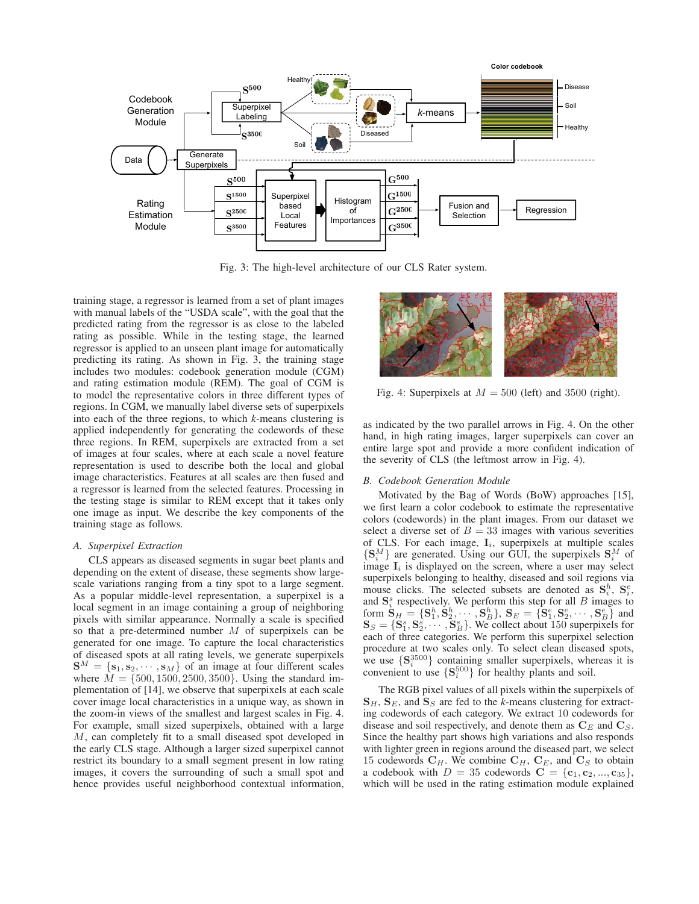Fig. 3: The high-level architecture of our CLS Rater system.

training stage, a regressor is learned from a set of plant images with manual labels of the "USDA scale", with the goal that the predicted rating from the regressor is as close to the labeled rating as possible. While in the testing stage, the learned regressor is applied to an unseen plant image for automatically predicting its rating. As shown in Fig. 3, the training stage includes two modules: codebook generation module (CGM) and rating estimation module (REM). The goal of CGM is to model the representative colors in three different types of regions. In CGM, we manually label diverse sets of superpixels into each of the three regions, to which $k$-means clustering is applied independently for generating the codewords of these three regions. In REM, superpixels are extracted from a set of images at four scales, where at each scale a novel feature representation is used to describe both the local and global image characteristics. Features at all scales are then fused and a regressor is learned from the selected features. Processing in the testing stage is similar to REM except that it takes only one image as input. We describe the key components of the training stage as follows.

### *A. Superpixel Extraction*

CLS appears as diseased segments in sugar beet plants and depending on the extent of disease, these segments show large-scale variations ranging from a tiny spot to a large segment. As a popular middle-level representation, a superpixel is a local segment in an image containing a group of neighboring pixels with similar appearance. Normally a scale is specified so that a pre-determined number $M$ of superpixels can be generated for one image. To capture the local characteristics of diseased spots at all rating levels, we generate superpixels $\mathbf{S}^M = \{\mathbf{s}_1, \mathbf{s}_2, \cdots, \mathbf{s}_M\}$ of an image at four different scales where $M = \{500, 1500, 2500, 3500\}$. Using the standard implementation of [14], we observe that superpixels at each scale cover image local characteristics in a unique way, as shown in the zoom-in views of the smallest and largest scales in Fig. 4. For example, small sized superpixels, obtained with a large $M$, can completely fit to a small diseased spot developed in the early CLS stage. Although a larger sized superpixel cannot restrict its boundary to a small segment present in low rating images, it covers the surrounding of such a small spot and hence provides useful neighborhood contextual information, as indicated by the two parallel arrows in Fig. 4. On the other hand, in high rating images, larger superpixels can cover an entire large spot and provide a more confident indication of the severity of CLS (the leftmost arrow in Fig. 4).

Fig. 4: Superpixels at $M = 500$ (left) and 3500 (right).

### *B. Codebook Generation Module*

Motivated by the Bag of Words (BoW) approaches [15], we first learn a color codebook to estimate the representative colors (codewords) in the plant images. From our dataset we select a diverse set of $B = 33$ images with various severities of CLS. For each image, $\mathbf{I}_i$, superpixels at multiple scales $\{\mathbf{S}_i^M\}$ are generated. Using our GUI, the superpixels $\mathbf{S}_i^M$ of image $\mathbf{I}_i$ is displayed on the screen, where a user may select superpixels belonging to healthy, diseased and soil regions via mouse clicks. The selected subsets are denoted as $\mathbf{S}_i^h$, $\mathbf{S}_i^e$, and $\mathbf{S}_i^s$ respectively. We perform this step for all $B$ images to form $\mathbf{S}_H = \{\mathbf{S}_1^h, \mathbf{S}_2^h, \cdots, \mathbf{S}_B^h\}$, $\mathbf{S}_E = \{\mathbf{S}_1^e, \mathbf{S}_2^e, \cdots, \mathbf{S}_B^e\}$ and $\mathbf{S}_S = \{\mathbf{S}_1^s, \mathbf{S}_2^s, \cdots, \mathbf{S}_B^s\}$. We collect about 150 superpixels for each of three categories. We perform this superpixel selection procedure at two scales only. To select clean diseased spots, we use $\{\mathbf{S}_i^{3500}\}$ containing smaller superpixels, whereas it is convenient to use $\{\mathbf{S}_i^{500}\}$ for healthy plants and soil.

The RGB pixel values of all pixels within the superpixels of $\mathbf{S}_H$, $\mathbf{S}_E$, and $\mathbf{S}_S$ are fed to the $k$-means clustering for extracting codewords of each category. We extract 10 codewords for disease and soil respectively, and denote them as $\mathbf{C}_E$ and $\mathbf{C}_S$. Since the healthy part shows high variations and also responds with lighter green in regions around the diseased part, we select 15 codewords $\mathbf{C}_H$. We combine $\mathbf{C}_H$, $\mathbf{C}_E$, and $\mathbf{C}_S$ to obtain a codebook with $D = 35$ codewords $\mathbf{C} = \{\mathbf{c}_1, \mathbf{c}_2, ..., \mathbf{c}_{35}\}$, which will be used in the rating estimation module explained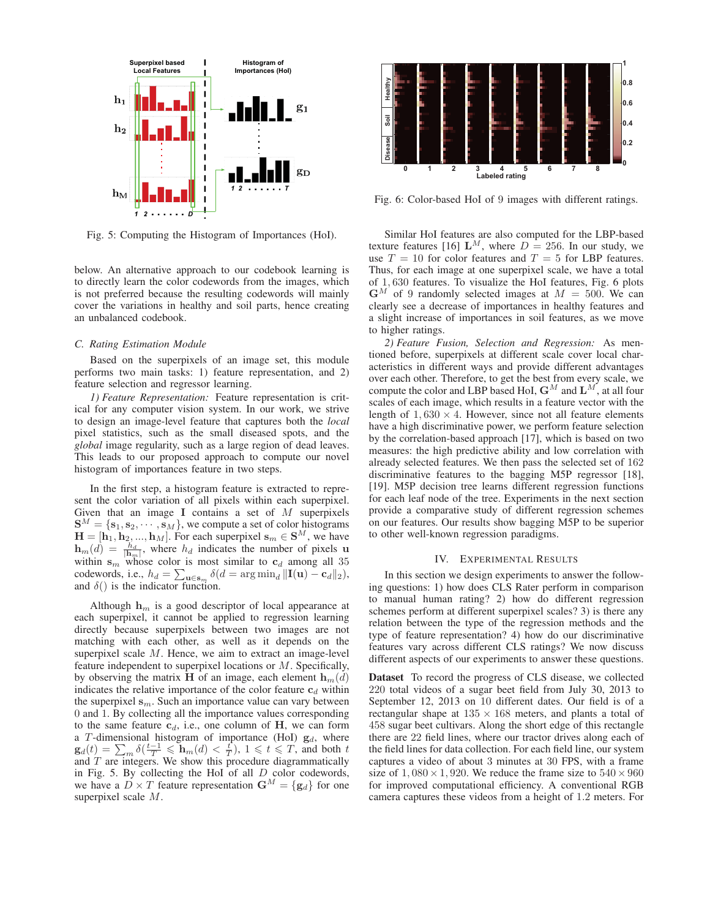Fig. 5: Computing the Histogram of Importances (HoI).

below. An alternative approach to our codebook learning is to directly learn the color codewords from the images, which is not preferred because the resulting codewords will mainly cover the variations in healthy and soil parts, hence creating an unbalanced codebook.

### C. Rating Estimation Module

Based on the superpixels of an image set, this module performs two main tasks: 1) feature representation, and 2) feature selection and regressor learning.

*1) Feature Representation:* Feature representation is critical for any computer vision system. In our work, we strive to design an image-level feature that captures both the *local* pixel statistics, such as the small diseased spots, and the *global* image regularity, such as a large region of dead leaves. This leads to our proposed approach to compute our novel histogram of importances feature in two steps.

In the first step, a histogram feature is extracted to represent the color variation of all pixels within each superpixel. Given that an image $\mathbf{I}$ contains a set of $M$ superpixels $\mathbf{S}^M = \{\mathbf{s}_1, \mathbf{s}_2, \cdots, \mathbf{s}_M\}$, we compute a set of color histograms $\mathbf{H} = [\mathbf{h}_1, \mathbf{h}_2, ..., \mathbf{h}_M]$. For each superpixel $\mathbf{s}_m \in \mathbf{S}^M$, we have $\mathbf{h}_m(d) = \frac{h_d}{|\mathbf{h}_m|}$, where $h_d$ indicates the number of pixels $\mathbf{u}$ within $\mathbf{s}_m$ whose color is most similar to $\mathbf{c}_d$ among all 35 codewords, i.e., $h_d = \sum_{\mathbf{u} \in \mathbf{s}_m} \delta(d = \arg\min_d \|\mathbf{I}(\mathbf{u}) - \mathbf{c}_d\|_2)$, and $\delta()$ is the indicator function.

Although $\mathbf{h}_m$ is a good descriptor of local appearance at each superpixel, it cannot be applied to regression learning directly because superpixels between two images are not matching with each other, as well as it depends on the superpixel scale $M$. Hence, we aim to extract an image-level feature independent to superpixel locations or $M$. Specifically, by observing the matrix $\mathbf{H}$ of an image, each element $\mathbf{h}_m(d)$ indicates the relative importance of the color feature $\mathbf{c}_d$ within the superpixel $\mathbf{s}_m$. Such an importance value can vary between 0 and 1. By collecting all the importance values corresponding to the same feature $\mathbf{c}_d$, i.e., one column of $\mathbf{H}$, we can form a $T$-dimensional histogram of importance (HoI) $\mathbf{g}_d$, where $\mathbf{g}_d(t) = \sum_m \delta(\frac{t-1}{T} \leqslant \mathbf{h}_m(d) < \frac{t}{T})$, $1 \leqslant t \leqslant T$, and both $t$ and $T$ are integers. We show this procedure diagrammatically in Fig. 5. By collecting the HoI of all $D$ color codewords, we have a $D \times T$ feature representation $\mathbf{G}^M = \{\mathbf{g}_d\}$ for one superpixel scale $M$.

Fig. 6: Color-based HoI of 9 images with different ratings.

Similar HoI features are also computed for the LBP-based texture features [16] $\mathbf{L}^M$, where $D = 256$. In our study, we use $T = 10$ for color features and $T = 5$ for LBP features. Thus, for each image at one superpixel scale, we have a total of $1,630$ features. To visualize the HoI features, Fig. 6 plots $\mathbf{G}^M$ of 9 randomly selected images at $M = 500$. We can clearly see a decrease of importances in healthy features and a slight increase of importances in soil features, as we move to higher ratings.

*2) Feature Fusion, Selection and Regression:* As mentioned before, superpixels at different scale cover local characteristics in different ways and provide different advantages over each other. Therefore, to get the best from every scale, we compute the color and LBP based HoI, $\mathbf{G}^M$ and $\mathbf{L}^M$, at all four scales of each image, which results in a feature vector with the length of $1,630 \times 4$. However, since not all feature elements have a high discriminative power, we perform feature selection by the correlation-based approach [17], which is based on two measures: the high predictive ability and low correlation with already selected features. We then pass the selected set of 162 discriminative features to the bagging M5P regressor [18], [19]. M5P decision tree learns different regression functions for each leaf node of the tree. Experiments in the next section provide a comparative study of different regression schemes on our features. Our results show bagging M5P to be superior to other well-known regression paradigms.

## IV. Experimental Results

In this section we design experiments to answer the following questions: 1) how does CLS Rater perform in comparison to manual human rating? 2) how do different regression schemes perform at different superpixel scales? 3) is there any relation between the type of the regression methods and the type of feature representation? 4) how do our discriminative features vary across different CLS ratings? We now discuss different aspects of our experiments to answer these questions.

**Dataset** To record the progress of CLS disease, we collected 220 total videos of a sugar beet field from July 30, 2013 to September 12, 2013 on 10 different dates. Our field is of a rectangular shape at $135 \times 168$ meters, and plants a total of 458 sugar beet cultivars. Along the short edge of this rectangle there are 22 field lines, where our tractor drives along each of the field lines for data collection. For each field line, our system captures a video of about 3 minutes at 30 FPS, with a frame size of $1,080 \times 1,920$. We reduce the frame size to $540 \times 960$ for improved computational efficiency. A conventional RGB camera captures these videos from a height of 1.2 meters. For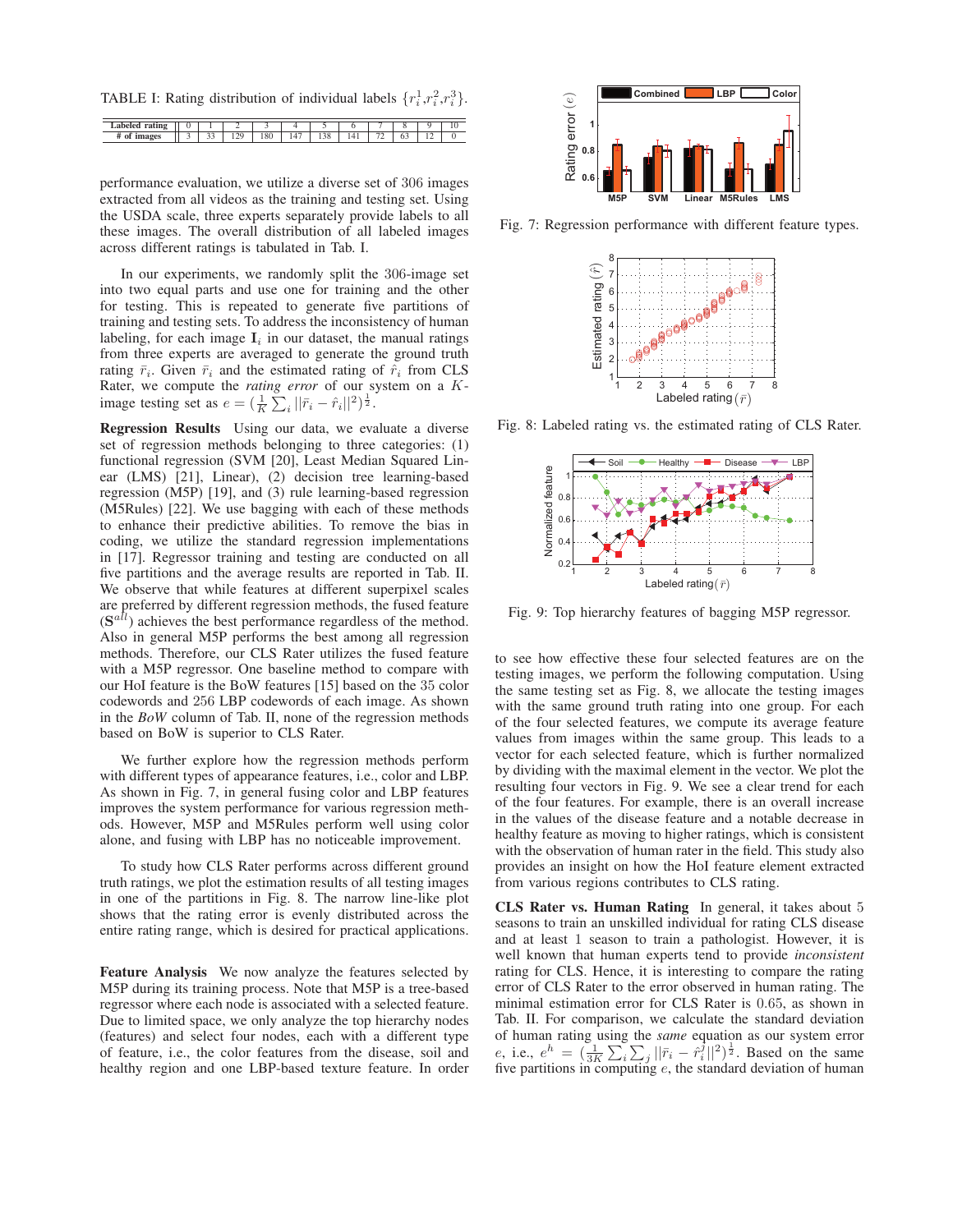TABLE I: Rating distribution of individual labels $\{r_i^1, r_i^2, r_i^3\}$.

| Labeled rating | 0 | 1 | 2 | 3 | 4 | 5 | 6 | 7 | 8 | 9 | 10 |
|---|---|---|---|---|---|---|---|---|---|---|---|
| # of images | 3 | 33 | 129 | 180 | 147 | 138 | 141 | 72 | 63 | 12 | 0 |

performance evaluation, we utilize a diverse set of 306 images extracted from all videos as the training and testing set. Using the USDA scale, three experts separately provide labels to all these images. The overall distribution of all labeled images across different ratings is tabulated in Tab. I.

In our experiments, we randomly split the 306-image set into two equal parts and use one for training and the other for testing. This is repeated to generate five partitions of training and testing sets. To address the inconsistency of human labeling, for each image $\mathbf{I}_i$ in our dataset, the manual ratings from three experts are averaged to generate the ground truth rating $\bar{r}_i$. Given $\bar{r}_i$ and the estimated rating of $\hat{r}_i$ from CLS Rater, we compute the *rating error* of our system on a $K$-image testing set as $e = (\frac{1}{K}\sum_i ||\bar{r}_i - \hat{r}_i||^2)^{\frac{1}{2}}$.

**Regression Results** Using our data, we evaluate a diverse set of regression methods belonging to three categories: (1) functional regression (SVM [20], Least Median Squared Linear (LMS) [21], Linear), (2) decision tree learning-based regression (M5P) [19], and (3) rule learning-based regression (M5Rules) [22]. We use bagging with each of these methods to enhance their predictive abilities. To remove the bias in coding, we utilize the standard regression implementations in [17]. Regressor training and testing are conducted on all five partitions and the average results are reported in Tab. II. We observe that while features at different superpixel scales are preferred by different regression methods, the fused feature ($\mathbf{S}^{all}$) achieves the best performance regardless of the method. Also in general M5P performs the best among all regression methods. Therefore, our CLS Rater utilizes the fused feature with a M5P regressor. One baseline method to compare with our HoI feature is the BoW features [15] based on the 35 color codewords and 256 LBP codewords of each image. As shown in the *BoW* column of Tab. II, none of the regression methods based on BoW is superior to CLS Rater.

We further explore how the regression methods perform with different types of appearance features, i.e., color and LBP. As shown in Fig. 7, in general fusing color and LBP features improves the system performance for various regression methods. However, M5P and M5Rules perform well using color alone, and fusing with LBP has no noticeable improvement.

To study how CLS Rater performs across different ground truth ratings, we plot the estimation results of all testing images in one of the partitions in Fig. 8. The narrow line-like plot shows that the rating error is evenly distributed across the entire rating range, which is desired for practical applications.

**Feature Analysis** We now analyze the features selected by M5P during its training process. Note that M5P is a tree-based regressor where each node is associated with a selected feature. Due to limited space, we only analyze the top hierarchy nodes (features) and select four nodes, each with a different type of feature, i.e., the color features from the disease, soil and healthy region and one LBP-based texture feature. In order

Fig. 7: Regression performance with different feature types.

Fig. 8: Labeled rating vs. the estimated rating of CLS Rater.

Fig. 9: Top hierarchy features of bagging M5P regressor.

to see how effective these four selected features are on the testing images, we perform the following computation. Using the same testing set as Fig. 8, we allocate the testing images with the same ground truth rating into one group. For each of the four selected features, we compute its average feature values from images within the same group. This leads to a vector for each selected feature, which is further normalized by dividing with the maximal element in the vector. We plot the resulting four vectors in Fig. 9. We see a clear trend for each of the four features. For example, there is an overall increase in the values of the disease feature and a notable decrease in healthy feature as moving to higher ratings, which is consistent with the observation of human rater in the field. This study also provides an insight on how the HoI feature element extracted from various regions contributes to CLS rating.

**CLS Rater vs. Human Rating** In general, it takes about 5 seasons to train an unskilled individual for rating CLS disease and at least 1 season to train a pathologist. However, it is well known that human experts tend to provide *inconsistent* rating for CLS. Hence, it is interesting to compare the rating error of CLS Rater to the error observed in human rating. The minimal estimation error for CLS Rater is 0.65, as shown in Tab. II. For comparison, we calculate the standard deviation of human rating using the *same* equation as our system error $e$, i.e., $e^h = (\frac{1}{3K}\sum_i \sum_j ||\bar{r}_i - \hat{r}_i^j||^2)^{\frac{1}{2}}$. Based on the same five partitions in computing $e$, the standard deviation of human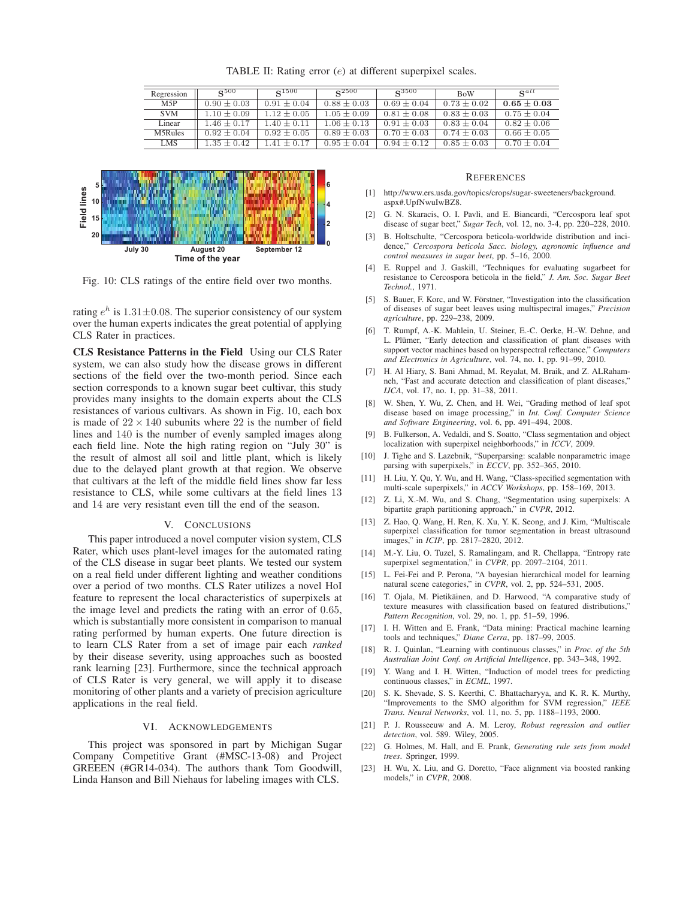TABLE II: Rating error ($e$) at different superpixel scales.

| Regression | $\mathbf{S}^{500}$ | $\mathbf{S}^{1500}$ | $\mathbf{S}^{2500}$ | $\mathbf{S}^{3500}$ | BoW | $\mathbf{S}^{all}$ |
|---|---|---|---|---|---|---|
| M5P | $0.90 \pm 0.03$ | $0.91 \pm 0.04$ | $0.88 \pm 0.03$ | $0.69 \pm 0.04$ | $0.73 \pm 0.02$ | $\mathbf{0.65 \pm 0.03}$ |
| SVM | $1.10 \pm 0.09$ | $1.12 \pm 0.05$ | $1.05 \pm 0.09$ | $0.81 \pm 0.08$ | $0.83 \pm 0.03$ | $0.75 \pm 0.04$ |
| Linear | $1.46 \pm 0.17$ | $1.40 \pm 0.11$ | $1.06 \pm 0.13$ | $0.91 \pm 0.03$ | $0.83 \pm 0.04$ | $0.82 \pm 0.06$ |
| M5Rules | $0.92 \pm 0.04$ | $0.92 \pm 0.05$ | $0.89 \pm 0.03$ | $0.70 \pm 0.03$ | $0.74 \pm 0.03$ | $0.66 \pm 0.05$ |
| LMS | $1.35 \pm 0.42$ | $1.41 \pm 0.17$ | $0.95 \pm 0.04$ | $0.94 \pm 0.12$ | $0.85 \pm 0.03$ | $0.70 \pm 0.04$ |

Field lines
5
10
15
20
July 30
August 20
September 12
Time of the year
6
4
2
0

Fig. 10: CLS ratings of the entire field over two months.

rating $e^h$ is $1.31 \pm 0.08$. The superior consistency of our system over the human experts indicates the great potential of applying CLS Rater in practices.

**CLS Resistance Patterns in the Field** Using our CLS Rater system, we can also study how the disease grows in different sections of the field over the two-month period. Since each section corresponds to a known sugar beet cultivar, this study provides many insights to the domain experts about the CLS resistances of various cultivars. As shown in Fig. 10, each box is made of $22 \times 140$ subunits where 22 is the number of field lines and 140 is the number of evenly sampled images along each field line. Note the high rating region on "July 30" is the result of almost all soil and little plant, which is likely due to the delayed plant growth at that region. We observe that cultivars at the left of the middle field lines show far less resistance to CLS, while some cultivars at the field lines 13 and 14 are very resistant even till the end of the season.

## V. Conclusions

This paper introduced a novel computer vision system, CLS Rater, which uses plant-level images for the automated rating of the CLS disease in sugar beet plants. We tested our system on a real field under different lighting and weather conditions over a period of two months. CLS Rater utilizes a novel HoI feature to represent the local characteristics of superpixels at the image level and predicts the rating with an error of 0.65, which is substantially more consistent in comparison to manual rating performed by human experts. One future direction is to learn CLS Rater from a set of image pair each *ranked* by their disease severity, using approaches such as boosted rank learning [23]. Furthermore, since the technical approach of CLS Rater is very general, we will apply it to disease monitoring of other plants and a variety of precision agriculture applications in the real field.

## VI. Acknowledgements

This project was sponsored in part by Michigan Sugar Company Competitive Grant (#MSC-13-08) and Project GREEEN (#GR14-034). The authors thank Tom Goodwill, Linda Hanson and Bill Niehaus for labeling images with CLS.

## References

[1] http://www.ers.usda.gov/topics/crops/sugar-sweeteners/background.aspx#.UpfNwuIwBZ8.

[2] G. N. Skaracis, O. I. Pavli, and E. Biancardi, "Cercospora leaf spot disease of sugar beet," *Sugar Tech*, vol. 12, no. 3-4, pp. 220–228, 2010.

[3] B. Holtschulte, "Cercospora beticola-worldwide distribution and incidence," *Cercospora beticola Sacc. biology, agronomic influence and control measures in sugar beet*, pp. 5–16, 2000.

[4] E. Ruppel and J. Gaskill, "Techniques for evaluating sugarbeet for resistance to Cercospora beticola in the field," *J. Am. Soc. Sugar Beet Technol.*, 1971.

[5] S. Bauer, F. Korc, and W. Förstner, "Investigation into the classification of diseases of sugar beet leaves using multispectral images," *Precision agriculture*, pp. 229–238, 2009.

[6] T. Rumpf, A.-K. Mahlein, U. Steiner, E.-C. Oerke, H.-W. Dehne, and L. Plümer, "Early detection and classification of plant diseases with support vector machines based on hyperspectral reflectance," *Computers and Electronics in Agriculture*, vol. 74, no. 1, pp. 91–99, 2010.

[7] H. Al Hiary, S. Bani Ahmad, M. Reyalat, M. Braik, and Z. ALRahamneh, "Fast and accurate detection and classification of plant diseases," *IJCA*, vol. 17, no. 1, pp. 31–38, 2011.

[8] W. Shen, Y. Wu, Z. Chen, and H. Wei, "Grading method of leaf spot disease based on image processing," in *Int. Conf. Computer Science and Software Engineering*, vol. 6, pp. 491–494, 2008.

[9] B. Fulkerson, A. Vedaldi, and S. Soatto, "Class segmentation and object localization with superpixel neighborhoods," in *ICCV*, 2009.

[10] J. Tighe and S. Lazebnik, "Superparsing: scalable nonparametric image parsing with superpixels," in *ECCV*, pp. 352–365, 2010.

[11] H. Liu, Y. Qu, Y. Wu, and H. Wang, "Class-specified segmentation with multi-scale superpixels," in *ACCV Workshops*, pp. 158–169, 2013.

[12] Z. Li, X.-M. Wu, and S. Chang, "Segmentation using superpixels: A bipartite graph partitioning approach," in *CVPR*, 2012.

[13] Z. Hao, Q. Wang, H. Ren, K. Xu, Y. K. Seong, and J. Kim, "Multiscale superpixel classification for tumor segmentation in breast ultrasound images," in *ICIP*, pp. 2817–2820, 2012.

[14] M.-Y. Liu, O. Tuzel, S. Ramalingam, and R. Chellappa, "Entropy rate superpixel segmentation," in *CVPR*, pp. 2097–2104, 2011.

[15] L. Fei-Fei and P. Perona, "A bayesian hierarchical model for learning natural scene categories," in *CVPR*, vol. 2, pp. 524–531, 2005.

[16] T. Ojala, M. Pietikäinen, and D. Harwood, "A comparative study of texture measures with classification based on featured distributions," *Pattern Recognition*, vol. 29, no. 1, pp. 51–59, 1996.

[17] I. H. Witten and E. Frank, "Data mining: Practical machine learning tools and techniques," *Diane Cerra*, pp. 187–99, 2005.

[18] R. J. Quinlan, "Learning with continuous classes," in *Proc. of the 5th Australian Joint Conf. on Artificial Intelligence*, pp. 343–348, 1992.

[19] Y. Wang and I. H. Witten, "Induction of model trees for predicting continuous classes," in *ECML*, 1997.

[20] S. K. Shevade, S. S. Keerthi, C. Bhattacharyya, and K. R. K. Murthy, "Improvements to the SMO algorithm for SVM regression," *IEEE Trans. Neural Networks*, vol. 11, no. 5, pp. 1188–1193, 2000.

[21] P. J. Rousseeuw and A. M. Leroy, *Robust regression and outlier detection*, vol. 589. Wiley, 2005.

[22] G. Holmes, M. Hall, and E. Prank, *Generating rule sets from model trees*. Springer, 1999.

[23] H. Wu, X. Liu, and G. Doretto, "Face alignment via boosted ranking models," in *CVPR*, 2008.